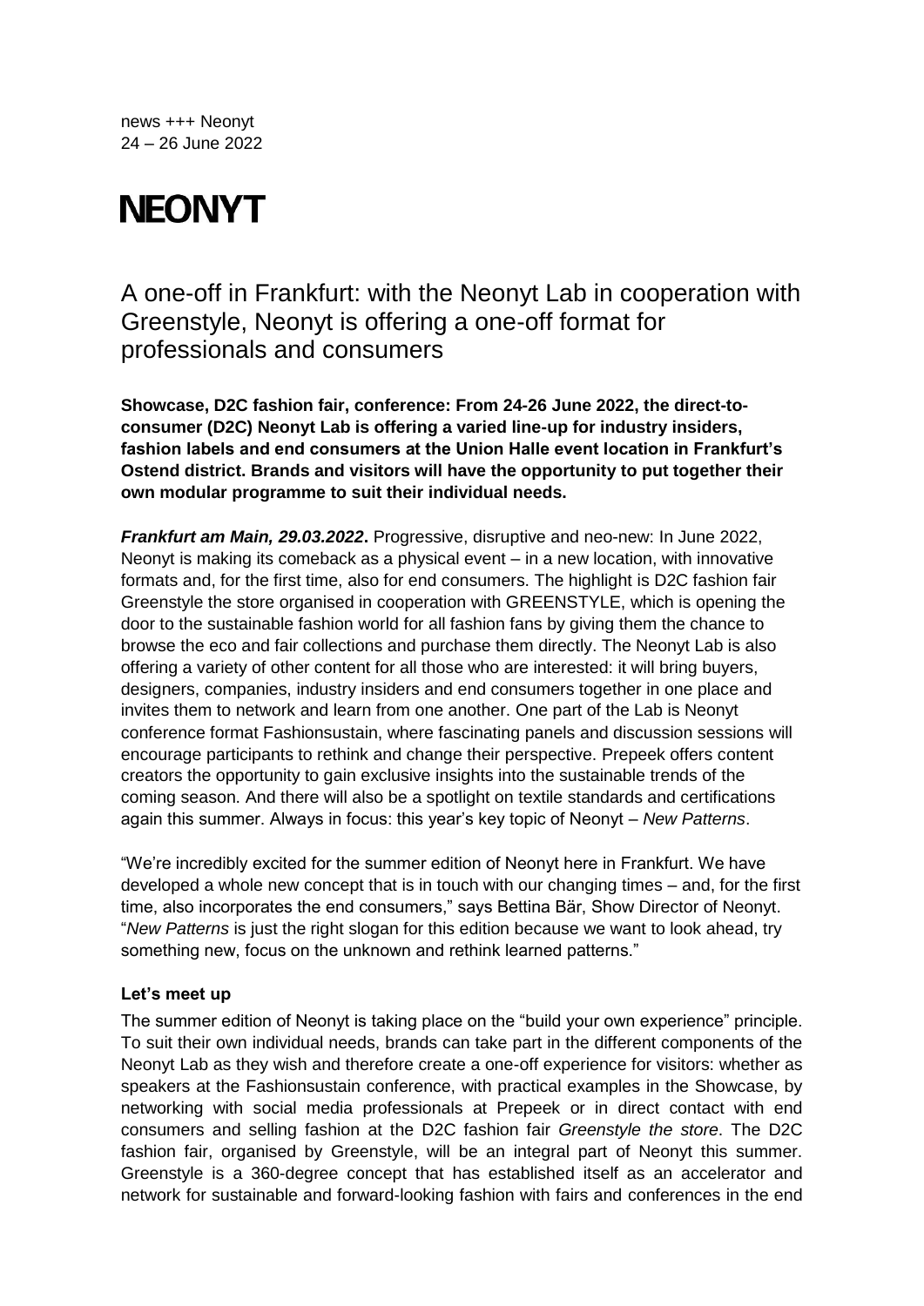news +++ Neonyt
24 – 26 June 2022

# NEONYT

## A one-off in Frankfurt: with the Neonyt Lab in cooperation with Greenstyle, Neonyt is offering a one-off format for professionals and consumers

**Showcase, D2C fashion fair, conference: From 24-26 June 2022, the direct-to-consumer (D2C) Neonyt Lab is offering a varied line-up for industry insiders, fashion labels and end consumers at the Union Halle event location in Frankfurt's Ostend district. Brands and visitors will have the opportunity to put together their own modular programme to suit their individual needs.**

***Frankfurt am Main, 29.03.2022*.** Progressive, disruptive and neo-new: In June 2022, Neonyt is making its comeback as a physical event – in a new location, with innovative formats and, for the first time, also for end consumers. The highlight is D2C fashion fair Greenstyle the store organised in cooperation with GREENSTYLE, which is opening the door to the sustainable fashion world for all fashion fans by giving them the chance to browse the eco and fair collections and purchase them directly. The Neonyt Lab is also offering a variety of other content for all those who are interested: it will bring buyers, designers, companies, industry insiders and end consumers together in one place and invites them to network and learn from one another. One part of the Lab is Neonyt conference format Fashionsustain, where fascinating panels and discussion sessions will encourage participants to rethink and change their perspective. Prepeek offers content creators the opportunity to gain exclusive insights into the sustainable trends of the coming season. And there will also be a spotlight on textile standards and certifications again this summer. Always in focus: this year's key topic of Neonyt – *New Patterns*.

"We're incredibly excited for the summer edition of Neonyt here in Frankfurt. We have developed a whole new concept that is in touch with our changing times – and, for the first time, also incorporates the end consumers," says Bettina Bär, Show Director of Neonyt. "*New Patterns* is just the right slogan for this edition because we want to look ahead, try something new, focus on the unknown and rethink learned patterns."

### Let's meet up

The summer edition of Neonyt is taking place on the "build your own experience" principle. To suit their own individual needs, brands can take part in the different components of the Neonyt Lab as they wish and therefore create a one-off experience for visitors: whether as speakers at the Fashionsustain conference, with practical examples in the Showcase, by networking with social media professionals at Prepeek or in direct contact with end consumers and selling fashion at the D2C fashion fair *Greenstyle the store*. The D2C fashion fair, organised by Greenstyle, will be an integral part of Neonyt this summer. Greenstyle is a 360-degree concept that has established itself as an accelerator and network for sustainable and forward-looking fashion with fairs and conferences in the end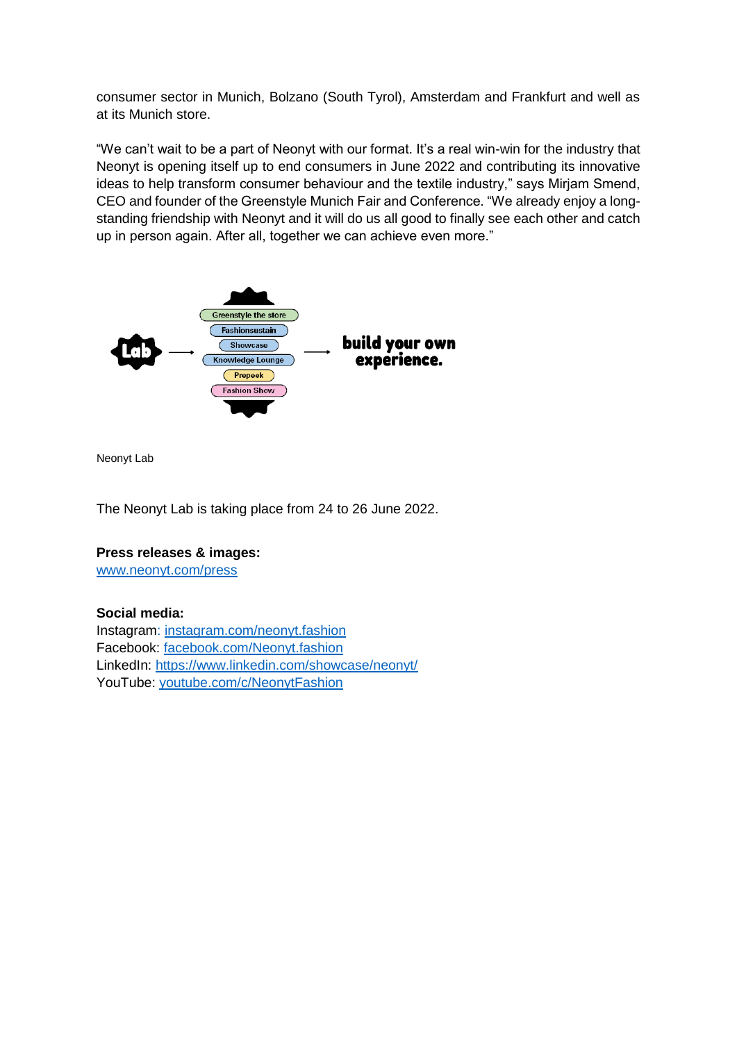consumer sector in Munich, Bolzano (South Tyrol), Amsterdam and Frankfurt and well as at its Munich store.

"We can't wait to be a part of Neonyt with our format. It's a real win-win for the industry that Neonyt is opening itself up to end consumers in June 2022 and contributing its innovative ideas to help transform consumer behaviour and the textile industry," says Mirjam Smend, CEO and founder of the Greenstyle Munich Fair and Conference. "We already enjoy a long-standing friendship with Neonyt and it will do us all good to finally see each other and catch up in person again. After all, together we can achieve even more."

Lab → Greenstyle the store / Fashionsustain / Showcase / Knowledge Lounge / Prepeek / Fashion Show → build your own experience.

Neonyt Lab

The Neonyt Lab is taking place from 24 to 26 June 2022.

**Press releases & images:**
[www.neonyt.com/press](www.neonyt.com/press)

**Social media:**
Instagram: [instagram.com/neonyt.fashion](instagram.com/neonyt.fashion)
Facebook: [facebook.com/Neonyt.fashion](facebook.com/Neonyt.fashion)
LinkedIn: [https://www.linkedin.com/showcase/neonyt/](https://www.linkedin.com/showcase/neonyt/)
YouTube: [youtube.com/c/NeonytFashion](youtube.com/c/NeonytFashion)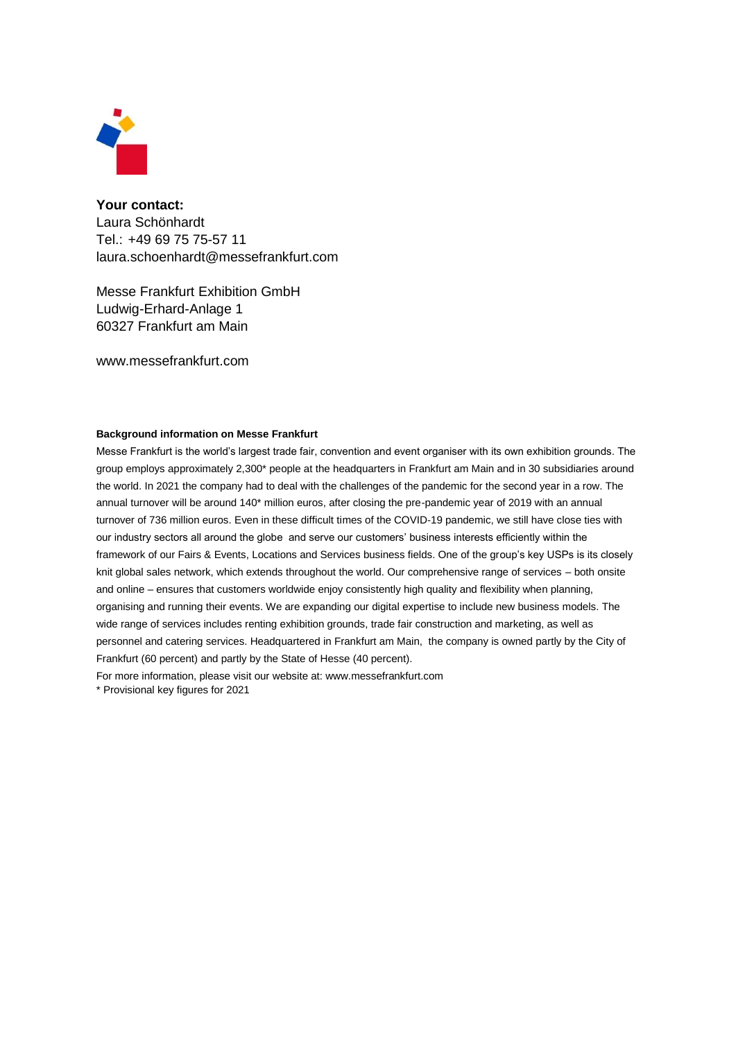**Your contact:**
Laura Schönhardt
Tel.: +49 69 75 75-57 11
laura.schoenhardt@messefrankfurt.com

Messe Frankfurt Exhibition GmbH
Ludwig-Erhard-Anlage 1
60327 Frankfurt am Main

www.messefrankfurt.com

**Background information on Messe Frankfurt**

Messe Frankfurt is the world's largest trade fair, convention and event organiser with its own exhibition grounds. The group employs approximately 2,300* people at the headquarters in Frankfurt am Main and in 30 subsidiaries around the world. In 2021 the company had to deal with the challenges of the pandemic for the second year in a row. The annual turnover will be around 140* million euros, after closing the pre-pandemic year of 2019 with an annual turnover of 736 million euros. Even in these difficult times of the COVID-19 pandemic, we still have close ties with our industry sectors all around the globe and serve our customers' business interests efficiently within the framework of our Fairs & Events, Locations and Services business fields. One of the group's key USPs is its closely knit global sales network, which extends throughout the world. Our comprehensive range of services – both onsite and online – ensures that customers worldwide enjoy consistently high quality and flexibility when planning, organising and running their events. We are expanding our digital expertise to include new business models. The wide range of services includes renting exhibition grounds, trade fair construction and marketing, as well as personnel and catering services. Headquartered in Frankfurt am Main, the company is owned partly by the City of Frankfurt (60 percent) and partly by the State of Hesse (40 percent).

For more information, please visit our website at: www.messefrankfurt.com

\* Provisional key figures for 2021